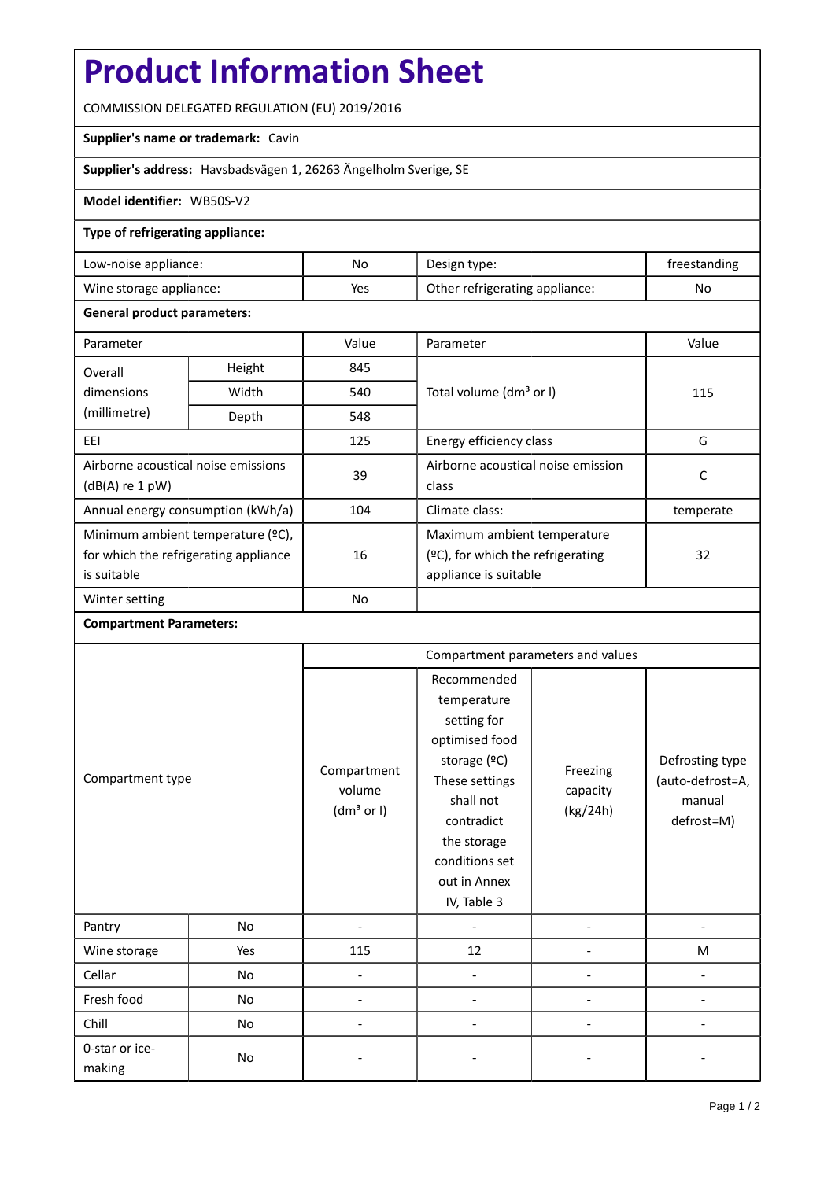# Product Information Sheet

COMMISSION DELEGATED REGULATION (EU) 2019/2016

**Supplier's name or trademark:** Cavin

**Supplier's address:** Havsbadsvägen 1, 26263 Ängelholm Sverige, SE

**Model identifier:** WB50S-V2

**Type of refrigerating appliance:**

| | | | |
|---|---|---|---|
| Low-noise appliance: | No | Design type: | freestanding |
| Wine storage appliance: | Yes | Other refrigerating appliance: | No |

**General product parameters:**

| Parameter | | Value | Parameter | Value |
|---|---|---|---|---|
| Overall dimensions (millimetre) | Height | 845 | Total volume (dm³ or l) | 115 |
| | Width | 540 | | |
| | Depth | 548 | | |
| EEI | | 125 | Energy efficiency class | G |
| Airborne acoustical noise emissions (dB(A) re 1 pW) | | 39 | Airborne acoustical noise emission class | C |
| Annual energy consumption (kWh/a) | | 104 | Climate class: | temperate |
| Minimum ambient temperature (ºC), for which the refrigerating appliance is suitable | | 16 | Maximum ambient temperature (ºC), for which the refrigerating appliance is suitable | 32 |
| Winter setting | | No | | |

**Compartment Parameters:**

| Compartment type | | Compartment parameters and values | | | |
|---|---|---|---|---|---|
| | | Compartment volume (dm³ or l) | Recommended temperature setting for optimised food storage (ºC) These settings shall not contradict the storage conditions set out in Annex IV, Table 3 | Freezing capacity (kg/24h) | Defrosting type (auto-defrost=A, manual defrost=M) |
| Pantry | No | - | - | - | - |
| Wine storage | Yes | 115 | 12 | - | M |
| Cellar | No | - | - | - | - |
| Fresh food | No | - | - | - | - |
| Chill | No | - | - | - | - |
| 0-star or ice-making | No | - | - | - | - |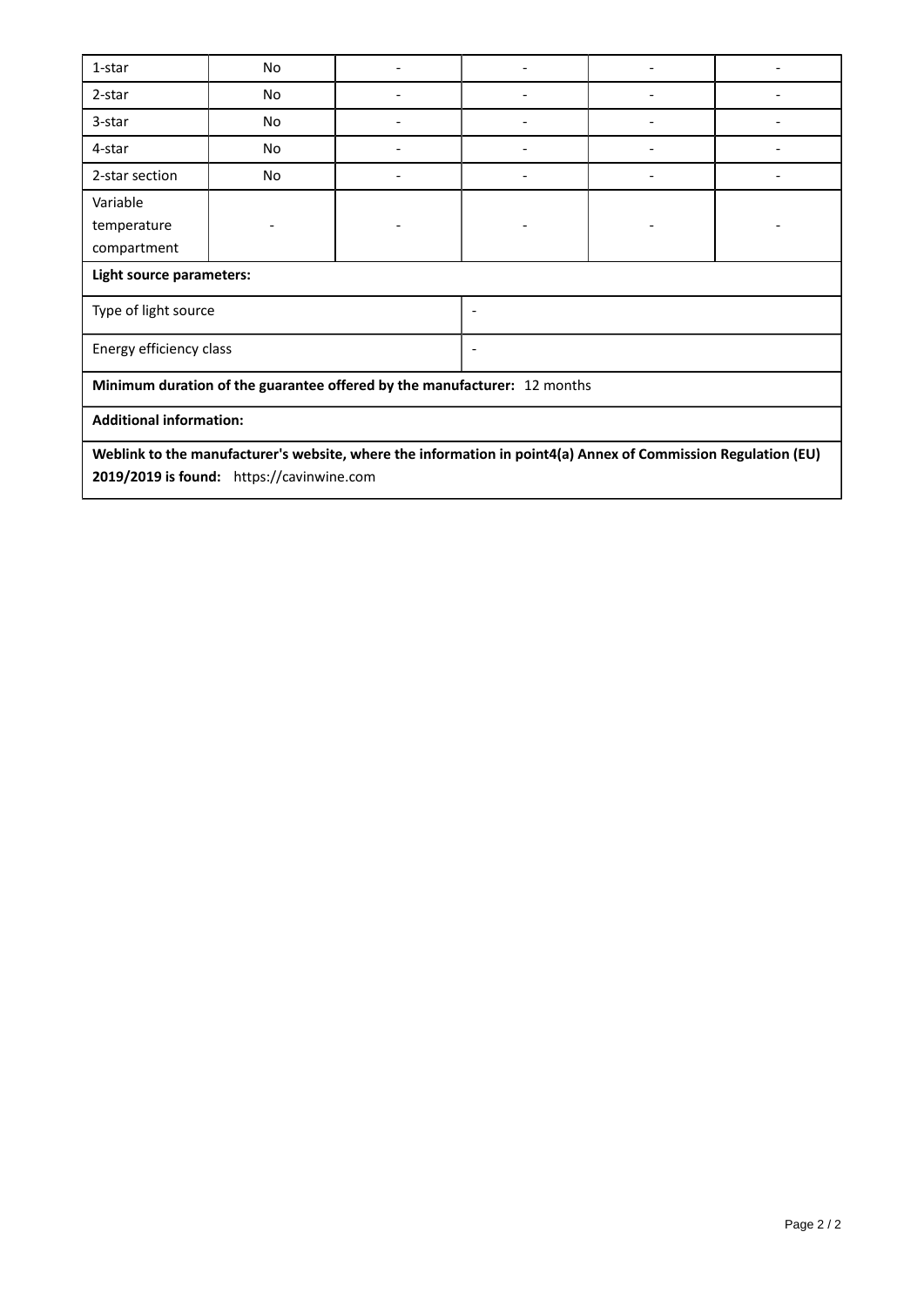| | | | | | |
|---|---|---|---|---|---|
| 1-star | No | - | - | - | - |
| 2-star | No | - | - | - | - |
| 3-star | No | - | - | - | - |
| 4-star | No | - | - | - | - |
| 2-star section | No | - | - | - | - |
| Variable temperature compartment | - | - | - | - | - |

**Light source parameters:**

| | |
|---|---|
| Type of light source | - |
| Energy efficiency class | - |

**Minimum duration of the guarantee offered by the manufacturer:** 12 months

**Additional information:**

**Weblink to the manufacturer's website, where the information in point4(a) Annex of Commission Regulation (EU) 2019/2019 is found:** https://cavinwine.com